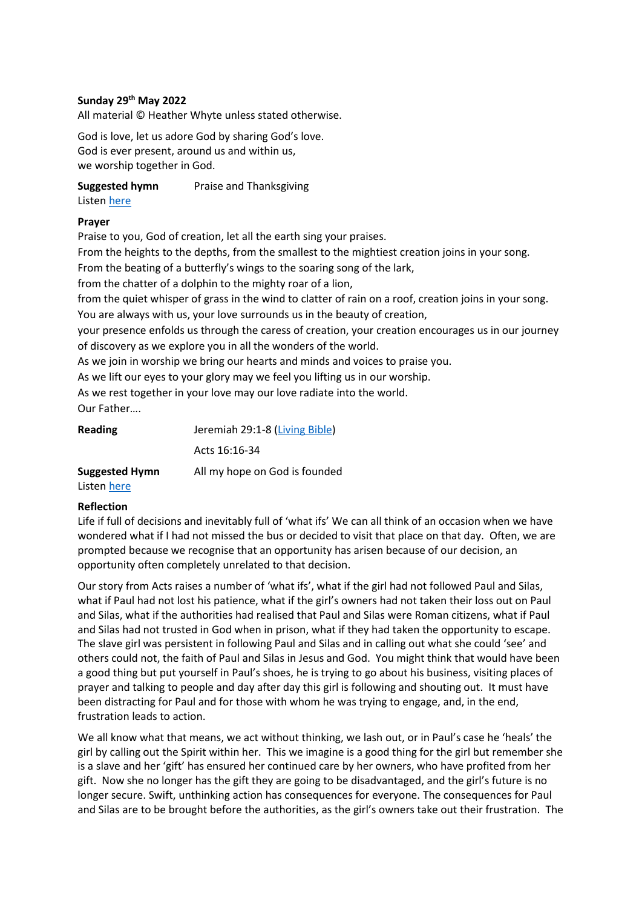**Sunday 29th May 2022**

All material © Heather Whyte unless stated otherwise.

God is love, let us adore God by sharing God's love.
God is ever present, around us and within us,
we worship together in God.

**Suggested hymn** Praise and Thanksgiving
Listen [here]

**Prayer**

Praise to you, God of creation, let all the earth sing your praises.
From the heights to the depths, from the smallest to the mightiest creation joins in your song.
From the beating of a butterfly's wings to the soaring song of the lark,
from the chatter of a dolphin to the mighty roar of a lion,
from the quiet whisper of grass in the wind to clatter of rain on a roof, creation joins in your song.
You are always with us, your love surrounds us in the beauty of creation,
your presence enfolds us through the caress of creation, your creation encourages us in our journey of discovery as we explore you in all the wonders of the world.
As we join in worship we bring our hearts and minds and voices to praise you.
As we lift our eyes to your glory may we feel you lifting us in our worship.
As we rest together in your love may our love radiate into the world.
Our Father….

**Reading** Jeremiah 29:1-8 ([Living Bible])

Acts 16:16-34

**Suggested Hymn** All my hope on God is founded
Listen [here]

**Reflection**

Life if full of decisions and inevitably full of 'what ifs' We can all think of an occasion when we have wondered what if I had not missed the bus or decided to visit that place on that day. Often, we are prompted because we recognise that an opportunity has arisen because of our decision, an opportunity often completely unrelated to that decision.

Our story from Acts raises a number of 'what ifs', what if the girl had not followed Paul and Silas, what if Paul had not lost his patience, what if the girl's owners had not taken their loss out on Paul and Silas, what if the authorities had realised that Paul and Silas were Roman citizens, what if Paul and Silas had not trusted in God when in prison, what if they had taken the opportunity to escape. The slave girl was persistent in following Paul and Silas and in calling out what she could 'see' and others could not, the faith of Paul and Silas in Jesus and God. You might think that would have been a good thing but put yourself in Paul's shoes, he is trying to go about his business, visiting places of prayer and talking to people and day after day this girl is following and shouting out. It must have been distracting for Paul and for those with whom he was trying to engage, and, in the end, frustration leads to action.

We all know what that means, we act without thinking, we lash out, or in Paul's case he 'heals' the girl by calling out the Spirit within her. This we imagine is a good thing for the girl but remember she is a slave and her 'gift' has ensured her continued care by her owners, who have profited from her gift. Now she no longer has the gift they are going to be disadvantaged, and the girl's future is no longer secure. Swift, unthinking action has consequences for everyone. The consequences for Paul and Silas are to be brought before the authorities, as the girl's owners take out their frustration. The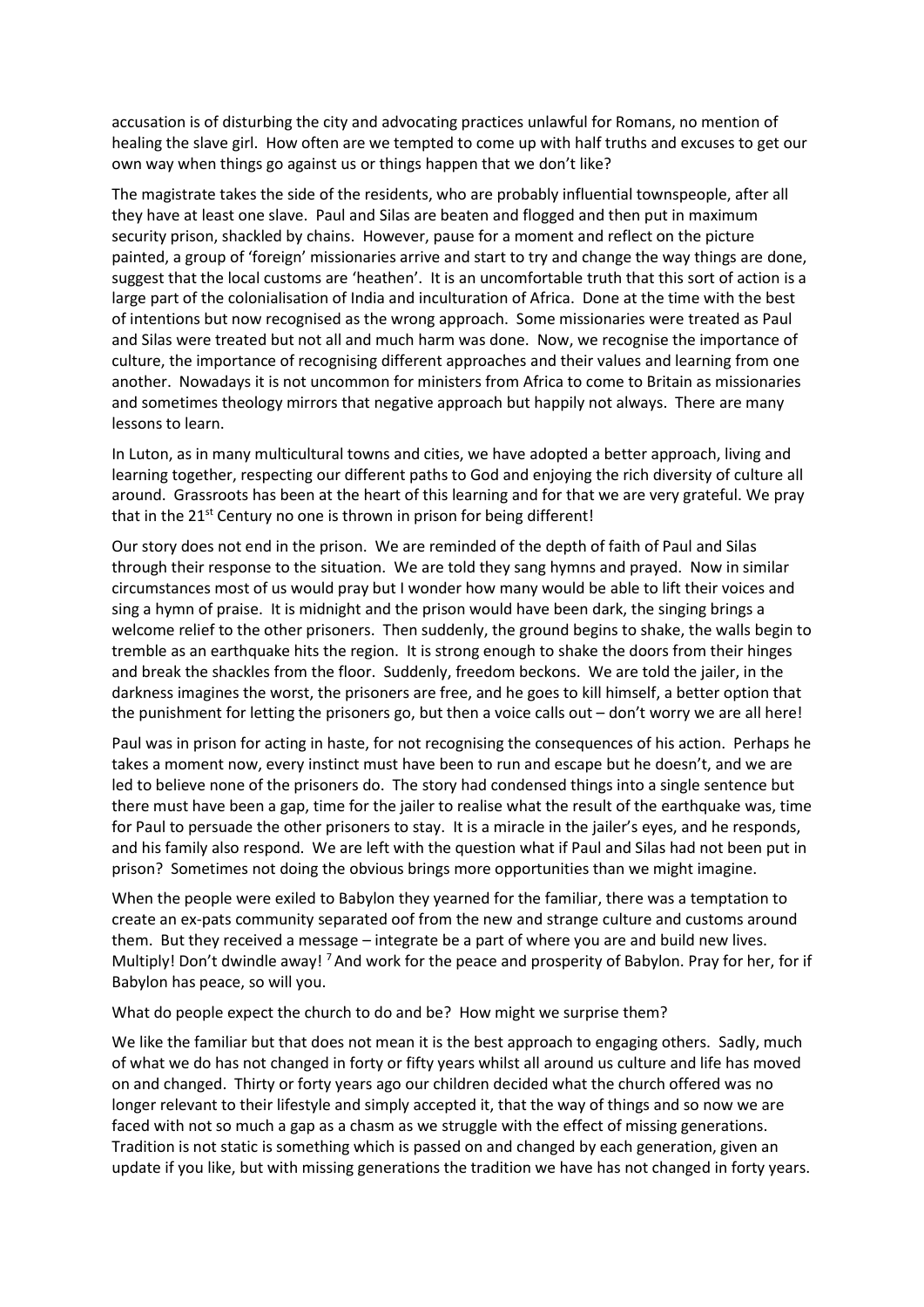accusation is of disturbing the city and advocating practices unlawful for Romans, no mention of healing the slave girl. How often are we tempted to come up with half truths and excuses to get our own way when things go against us or things happen that we don't like?

The magistrate takes the side of the residents, who are probably influential townspeople, after all they have at least one slave. Paul and Silas are beaten and flogged and then put in maximum security prison, shackled by chains. However, pause for a moment and reflect on the picture painted, a group of 'foreign' missionaries arrive and start to try and change the way things are done, suggest that the local customs are 'heathen'. It is an uncomfortable truth that this sort of action is a large part of the colonialisation of India and inculturation of Africa. Done at the time with the best of intentions but now recognised as the wrong approach. Some missionaries were treated as Paul and Silas were treated but not all and much harm was done. Now, we recognise the importance of culture, the importance of recognising different approaches and their values and learning from one another. Nowadays it is not uncommon for ministers from Africa to come to Britain as missionaries and sometimes theology mirrors that negative approach but happily not always. There are many lessons to learn.

In Luton, as in many multicultural towns and cities, we have adopted a better approach, living and learning together, respecting our different paths to God and enjoying the rich diversity of culture all around. Grassroots has been at the heart of this learning and for that we are very grateful. We pray that in the 21st Century no one is thrown in prison for being different!

Our story does not end in the prison. We are reminded of the depth of faith of Paul and Silas through their response to the situation. We are told they sang hymns and prayed. Now in similar circumstances most of us would pray but I wonder how many would be able to lift their voices and sing a hymn of praise. It is midnight and the prison would have been dark, the singing brings a welcome relief to the other prisoners. Then suddenly, the ground begins to shake, the walls begin to tremble as an earthquake hits the region. It is strong enough to shake the doors from their hinges and break the shackles from the floor. Suddenly, freedom beckons. We are told the jailer, in the darkness imagines the worst, the prisoners are free, and he goes to kill himself, a better option that the punishment for letting the prisoners go, but then a voice calls out – don't worry we are all here!

Paul was in prison for acting in haste, for not recognising the consequences of his action. Perhaps he takes a moment now, every instinct must have been to run and escape but he doesn't, and we are led to believe none of the prisoners do. The story had condensed things into a single sentence but there must have been a gap, time for the jailer to realise what the result of the earthquake was, time for Paul to persuade the other prisoners to stay. It is a miracle in the jailer's eyes, and he responds, and his family also respond. We are left with the question what if Paul and Silas had not been put in prison? Sometimes not doing the obvious brings more opportunities than we might imagine.

When the people were exiled to Babylon they yearned for the familiar, there was a temptation to create an ex-pats community separated oof from the new and strange culture and customs around them. But they received a message – integrate be a part of where you are and build new lives. Multiply! Don't dwindle away! [7] And work for the peace and prosperity of Babylon. Pray for her, for if Babylon has peace, so will you.

What do people expect the church to do and be? How might we surprise them?

We like the familiar but that does not mean it is the best approach to engaging others. Sadly, much of what we do has not changed in forty or fifty years whilst all around us culture and life has moved on and changed. Thirty or forty years ago our children decided what the church offered was no longer relevant to their lifestyle and simply accepted it, that the way of things and so now we are faced with not so much a gap as a chasm as we struggle with the effect of missing generations. Tradition is not static is something which is passed on and changed by each generation, given an update if you like, but with missing generations the tradition we have has not changed in forty years.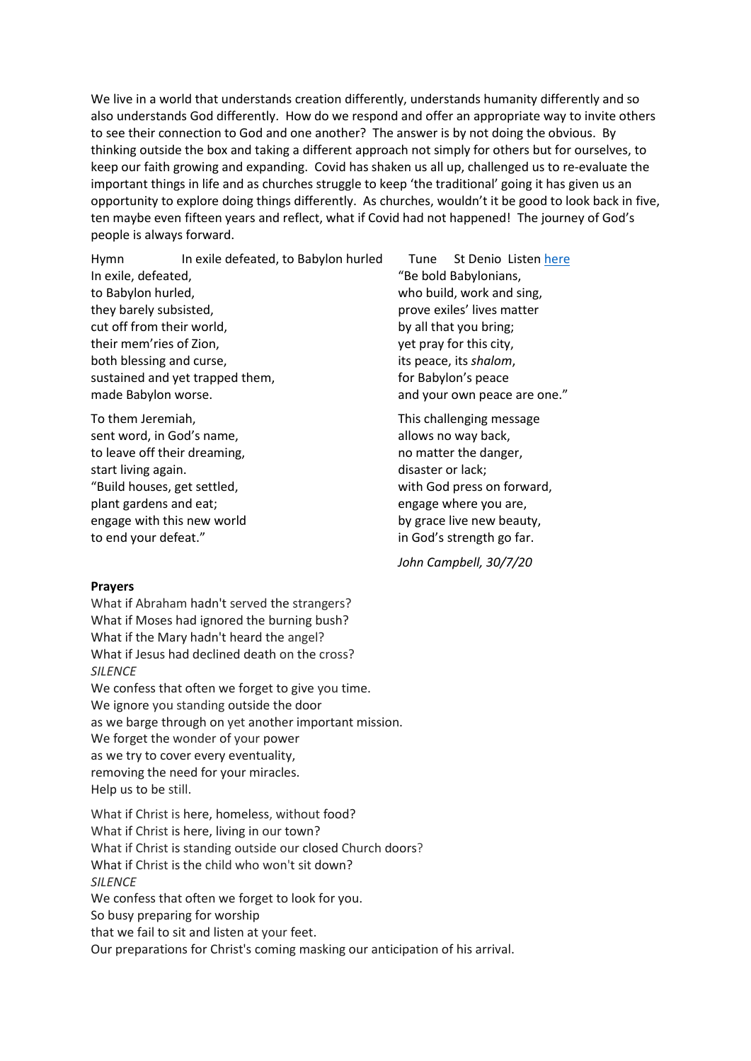We live in a world that understands creation differently, understands humanity differently and so also understands God differently. How do we respond and offer an appropriate way to invite others to see their connection to God and one another? The answer is by not doing the obvious. By thinking outside the box and taking a different approach not simply for others but for ourselves, to keep our faith growing and expanding. Covid has shaken us all up, challenged us to re-evaluate the important things in life and as churches struggle to keep 'the traditional' going it has given us an opportunity to explore doing things differently. As churches, wouldn't it be good to look back in five, ten maybe even fifteen years and reflect, what if Covid had not happened! The journey of God's people is always forward.

Hymn In exile defeated, to Babylon hurled Tune St Denio Listen [here]

In exile, defeated,
to Babylon hurled,
they barely subsisted,
cut off from their world,
their mem'ries of Zion,
both blessing and curse,
sustained and yet trapped them,
made Babylon worse.

To them Jeremiah,
sent word, in God's name,
to leave off their dreaming,
start living again.
"Build houses, get settled,
plant gardens and eat;
engage with this new world
to end your defeat."

"Be bold Babylonians,
who build, work and sing,
prove exiles' lives matter
by all that you bring;
yet pray for this city,
its peace, its *shalom*,
for Babylon's peace
and your own peace are one."

This challenging message
allows no way back,
no matter the danger,
disaster or lack;
with God press on forward,
engage where you are,
by grace live new beauty,
in God's strength go far.

*John Campbell, 30/7/20*

**Prayers**

What if Abraham hadn't served the strangers?
What if Moses had ignored the burning bush?
What if the Mary hadn't heard the angel?
What if Jesus had declined death on the cross?
*SILENCE*
We confess that often we forget to give you time.
We ignore you standing outside the door
as we barge through on yet another important mission.
We forget the wonder of your power
as we try to cover every eventuality,
removing the need for your miracles.
Help us to be still.

What if Christ is here, homeless, without food?
What if Christ is here, living in our town?
What if Christ is standing outside our closed Church doors?
What if Christ is the child who won't sit down?
*SILENCE*
We confess that often we forget to look for you.
So busy preparing for worship
that we fail to sit and listen at your feet.
Our preparations for Christ's coming masking our anticipation of his arrival.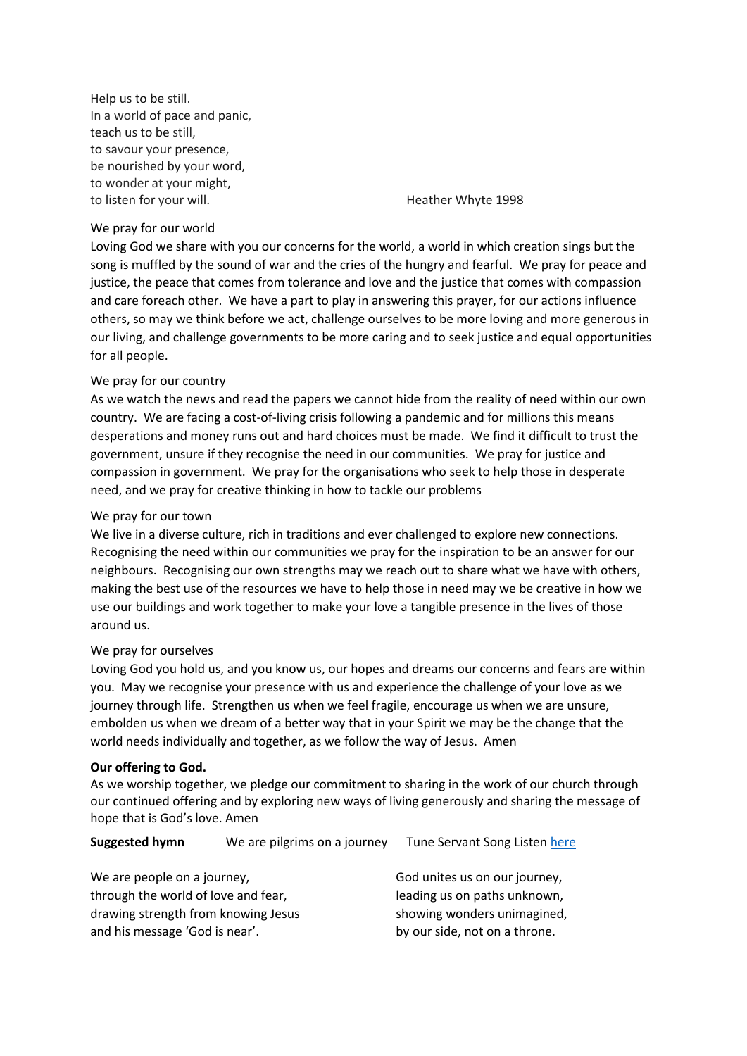Help us to be still.
In a world of pace and panic,
teach us to be still,
to savour your presence,
be nourished by your word,
to wonder at your might,
to listen for your will. Heather Whyte 1998

We pray for our world

Loving God we share with you our concerns for the world, a world in which creation sings but the song is muffled by the sound of war and the cries of the hungry and fearful. We pray for peace and justice, the peace that comes from tolerance and love and the justice that comes with compassion and care foreach other. We have a part to play in answering this prayer, for our actions influence others, so may we think before we act, challenge ourselves to be more loving and more generous in our living, and challenge governments to be more caring and to seek justice and equal opportunities for all people.

We pray for our country

As we watch the news and read the papers we cannot hide from the reality of need within our own country. We are facing a cost-of-living crisis following a pandemic and for millions this means desperations and money runs out and hard choices must be made. We find it difficult to trust the government, unsure if they recognise the need in our communities. We pray for justice and compassion in government. We pray for the organisations who seek to help those in desperate need, and we pray for creative thinking in how to tackle our problems

We pray for our town

We live in a diverse culture, rich in traditions and ever challenged to explore new connections. Recognising the need within our communities we pray for the inspiration to be an answer for our neighbours. Recognising our own strengths may we reach out to share what we have with others, making the best use of the resources we have to help those in need may we be creative in how we use our buildings and work together to make your love a tangible presence in the lives of those around us.

We pray for ourselves

Loving God you hold us, and you know us, our hopes and dreams our concerns and fears are within you. May we recognise your presence with us and experience the challenge of your love as we journey through life. Strengthen us when we feel fragile, encourage us when we are unsure, embolden us when we dream of a better way that in your Spirit we may be the change that the world needs individually and together, as we follow the way of Jesus. Amen

**Our offering to God.**

As we worship together, we pledge our commitment to sharing in the work of our church through our continued offering and by exploring new ways of living generously and sharing the message of hope that is God's love. Amen

**Suggested hymn** We are pilgrims on a journey Tune Servant Song Listen here

We are people on a journey,
through the world of love and fear,
drawing strength from knowing Jesus
and his message 'God is near'.

God unites us on our journey,
leading us on paths unknown,
showing wonders unimagined,
by our side, not on a throne.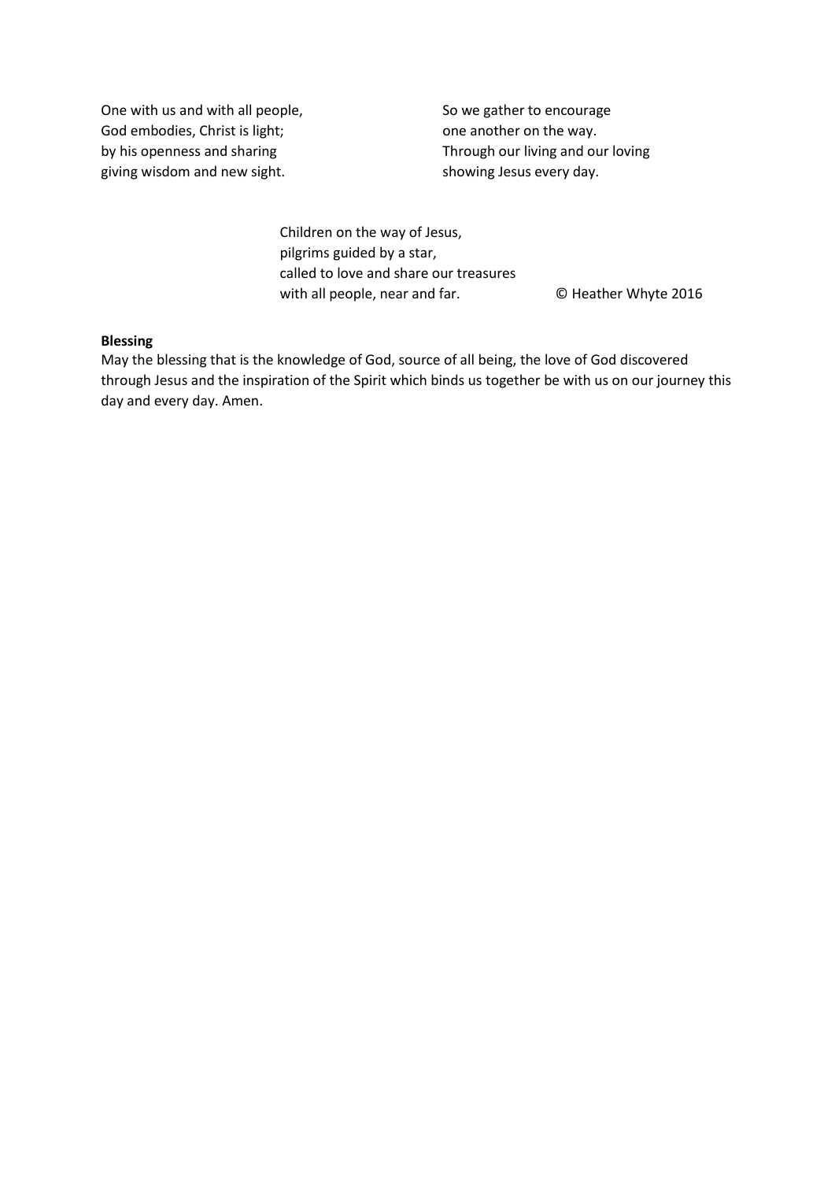One with us and with all people,
God embodies, Christ is light;
by his openness and sharing
giving wisdom and new sight.

So we gather to encourage
one another on the way.
Through our living and our loving
showing Jesus every day.

Children on the way of Jesus,
pilgrims guided by a star,
called to love and share our treasures
with all people, near and far.

© Heather Whyte 2016

**Blessing**

May the blessing that is the knowledge of God, source of all being, the love of God discovered through Jesus and the inspiration of the Spirit which binds us together be with us on our journey this day and every day. Amen.